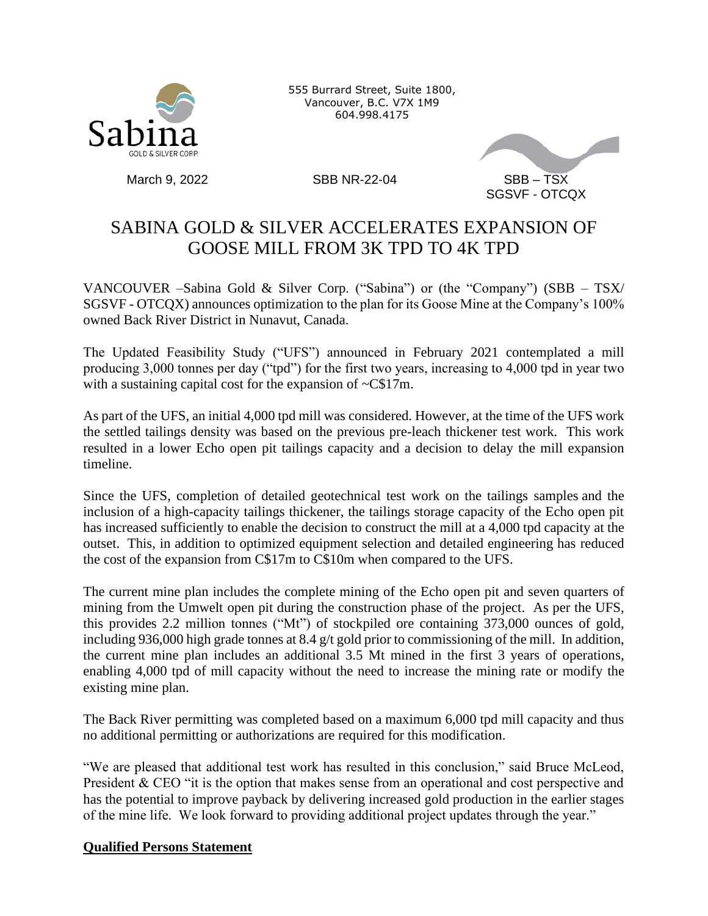Sabina

GOLD & SILVER CORP.

555 Burrard Street, Suite 1800,
Vancouver, B.C. V7X 1M9
604.998.4175

March 9, 2022 SBB NR-22-04 SBB – TSX
SGSVF - OTCQX

# SABINA GOLD & SILVER ACCELERATES EXPANSION OF GOOSE MILL FROM 3K TPD TO 4K TPD

VANCOUVER –Sabina Gold & Silver Corp. ("Sabina") or (the "Company") (SBB – TSX/ SGSVF - OTCQX) announces optimization to the plan for its Goose Mine at the Company's 100% owned Back River District in Nunavut, Canada.

The Updated Feasibility Study ("UFS") announced in February 2021 contemplated a mill producing 3,000 tonnes per day ("tpd") for the first two years, increasing to 4,000 tpd in year two with a sustaining capital cost for the expansion of ~C$17m.

As part of the UFS, an initial 4,000 tpd mill was considered. However, at the time of the UFS work the settled tailings density was based on the previous pre-leach thickener test work. This work resulted in a lower Echo open pit tailings capacity and a decision to delay the mill expansion timeline.

Since the UFS, completion of detailed geotechnical test work on the tailings samples and the inclusion of a high-capacity tailings thickener, the tailings storage capacity of the Echo open pit has increased sufficiently to enable the decision to construct the mill at a 4,000 tpd capacity at the outset. This, in addition to optimized equipment selection and detailed engineering has reduced the cost of the expansion from C$17m to C$10m when compared to the UFS.

The current mine plan includes the complete mining of the Echo open pit and seven quarters of mining from the Umwelt open pit during the construction phase of the project. As per the UFS, this provides 2.2 million tonnes ("Mt") of stockpiled ore containing 373,000 ounces of gold, including 936,000 high grade tonnes at 8.4 g/t gold prior to commissioning of the mill. In addition, the current mine plan includes an additional 3.5 Mt mined in the first 3 years of operations, enabling 4,000 tpd of mill capacity without the need to increase the mining rate or modify the existing mine plan.

The Back River permitting was completed based on a maximum 6,000 tpd mill capacity and thus no additional permitting or authorizations are required for this modification.

"We are pleased that additional test work has resulted in this conclusion," said Bruce McLeod, President & CEO "it is the option that makes sense from an operational and cost perspective and has the potential to improve payback by delivering increased gold production in the earlier stages of the mine life. We look forward to providing additional project updates through the year."

## Qualified Persons Statement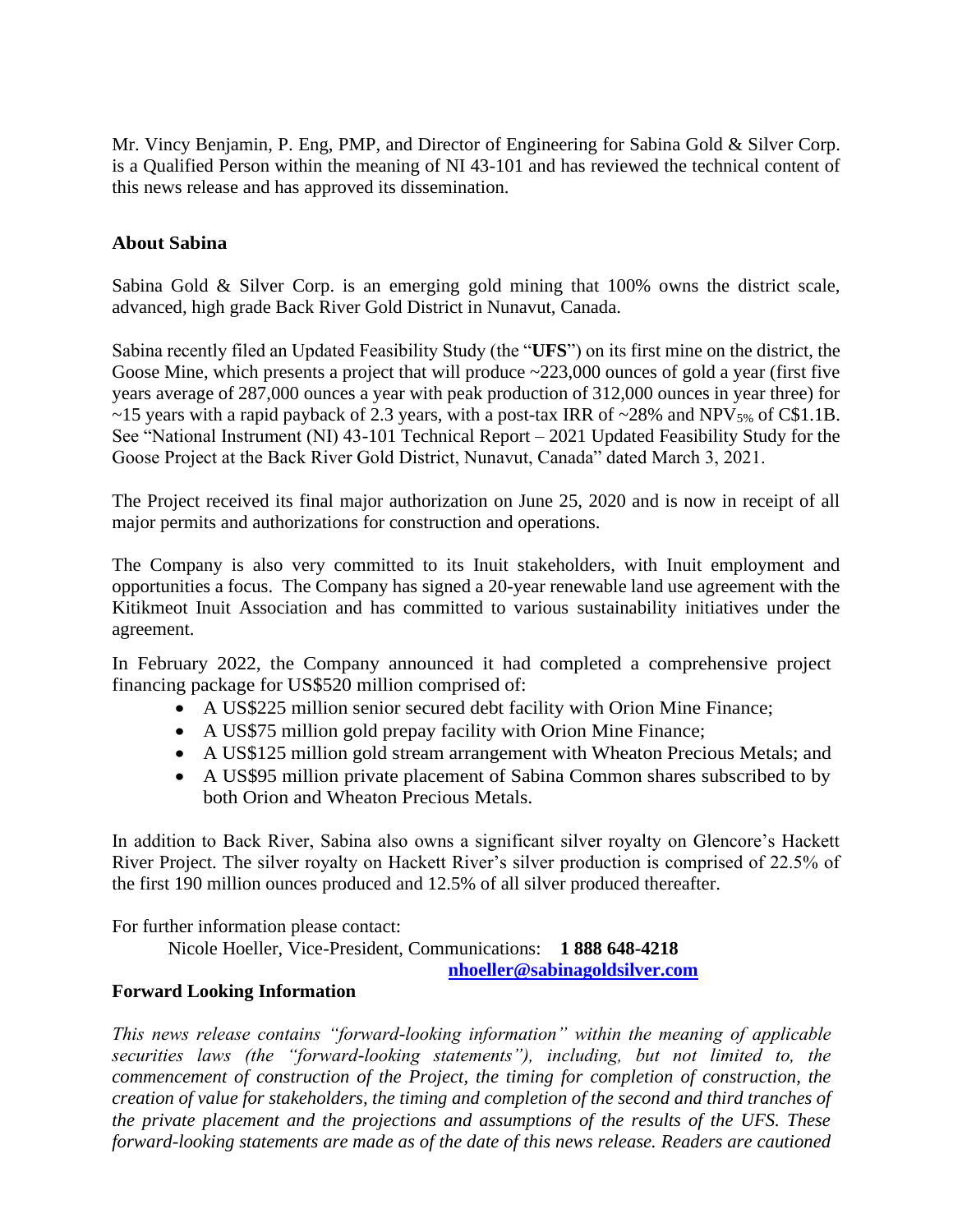Mr. Vincy Benjamin, P. Eng, PMP, and Director of Engineering for Sabina Gold & Silver Corp. is a Qualified Person within the meaning of NI 43-101 and has reviewed the technical content of this news release and has approved its dissemination.

## About Sabina

Sabina Gold & Silver Corp. is an emerging gold mining that 100% owns the district scale, advanced, high grade Back River Gold District in Nunavut, Canada.

Sabina recently filed an Updated Feasibility Study (the "**UFS**") on its first mine on the district, the Goose Mine, which presents a project that will produce ~223,000 ounces of gold a year (first five years average of 287,000 ounces a year with peak production of 312,000 ounces in year three) for ~15 years with a rapid payback of 2.3 years, with a post-tax IRR of ~28% and $NPV_{5\%}$ of C$1.1B. See "National Instrument (NI) 43-101 Technical Report – 2021 Updated Feasibility Study for the Goose Project at the Back River Gold District, Nunavut, Canada" dated March 3, 2021.

The Project received its final major authorization on June 25, 2020 and is now in receipt of all major permits and authorizations for construction and operations.

The Company is also very committed to its Inuit stakeholders, with Inuit employment and opportunities a focus. The Company has signed a 20-year renewable land use agreement with the Kitikmeot Inuit Association and has committed to various sustainability initiatives under the agreement.

In February 2022, the Company announced it had completed a comprehensive project financing package for US$520 million comprised of:

- A US$225 million senior secured debt facility with Orion Mine Finance;
- A US$75 million gold prepay facility with Orion Mine Finance;
- A US$125 million gold stream arrangement with Wheaton Precious Metals; and
- A US$95 million private placement of Sabina Common shares subscribed to by both Orion and Wheaton Precious Metals.

In addition to Back River, Sabina also owns a significant silver royalty on Glencore's Hackett River Project. The silver royalty on Hackett River's silver production is comprised of 22.5% of the first 190 million ounces produced and 12.5% of all silver produced thereafter.

For further information please contact:

Nicole Hoeller, Vice-President, Communications: **1 888 648-4218**
**nhoeller@sabinagoldsilver.com**

## Forward Looking Information

*This news release contains "forward-looking information" within the meaning of applicable securities laws (the "forward-looking statements"), including, but not limited to, the commencement of construction of the Project, the timing for completion of construction, the creation of value for stakeholders, the timing and completion of the second and third tranches of the private placement and the projections and assumptions of the results of the UFS. These forward-looking statements are made as of the date of this news release. Readers are cautioned*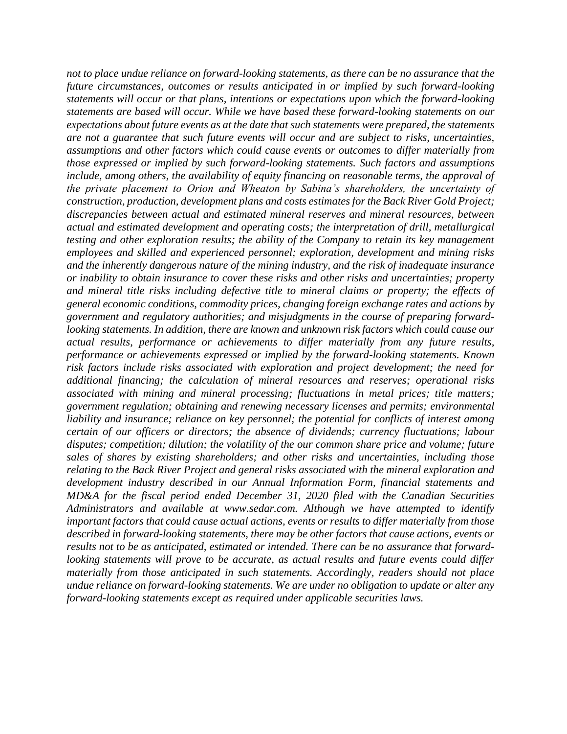*not to place undue reliance on forward-looking statements, as there can be no assurance that the future circumstances, outcomes or results anticipated in or implied by such forward-looking statements will occur or that plans, intentions or expectations upon which the forward-looking statements are based will occur. While we have based these forward-looking statements on our expectations about future events as at the date that such statements were prepared, the statements are not a guarantee that such future events will occur and are subject to risks, uncertainties, assumptions and other factors which could cause events or outcomes to differ materially from those expressed or implied by such forward-looking statements. Such factors and assumptions include, among others, the availability of equity financing on reasonable terms, the approval of the private placement to Orion and Wheaton by Sabina's shareholders, the uncertainty of construction, production, development plans and costs estimates for the Back River Gold Project; discrepancies between actual and estimated mineral reserves and mineral resources, between actual and estimated development and operating costs; the interpretation of drill, metallurgical testing and other exploration results; the ability of the Company to retain its key management employees and skilled and experienced personnel; exploration, development and mining risks and the inherently dangerous nature of the mining industry, and the risk of inadequate insurance or inability to obtain insurance to cover these risks and other risks and uncertainties; property and mineral title risks including defective title to mineral claims or property; the effects of general economic conditions, commodity prices, changing foreign exchange rates and actions by government and regulatory authorities; and misjudgments in the course of preparing forward-looking statements. In addition, there are known and unknown risk factors which could cause our actual results, performance or achievements to differ materially from any future results, performance or achievements expressed or implied by the forward-looking statements. Known risk factors include risks associated with exploration and project development; the need for additional financing; the calculation of mineral resources and reserves; operational risks associated with mining and mineral processing; fluctuations in metal prices; title matters; government regulation; obtaining and renewing necessary licenses and permits; environmental liability and insurance; reliance on key personnel; the potential for conflicts of interest among certain of our officers or directors; the absence of dividends; currency fluctuations; labour disputes; competition; dilution; the volatility of the our common share price and volume; future sales of shares by existing shareholders; and other risks and uncertainties, including those relating to the Back River Project and general risks associated with the mineral exploration and development industry described in our Annual Information Form, financial statements and MD&A for the fiscal period ended December 31, 2020 filed with the Canadian Securities Administrators and available at www.sedar.com. Although we have attempted to identify important factors that could cause actual actions, events or results to differ materially from those described in forward-looking statements, there may be other factors that cause actions, events or results not to be as anticipated, estimated or intended. There can be no assurance that forward-looking statements will prove to be accurate, as actual results and future events could differ materially from those anticipated in such statements. Accordingly, readers should not place undue reliance on forward-looking statements. We are under no obligation to update or alter any forward-looking statements except as required under applicable securities laws.*